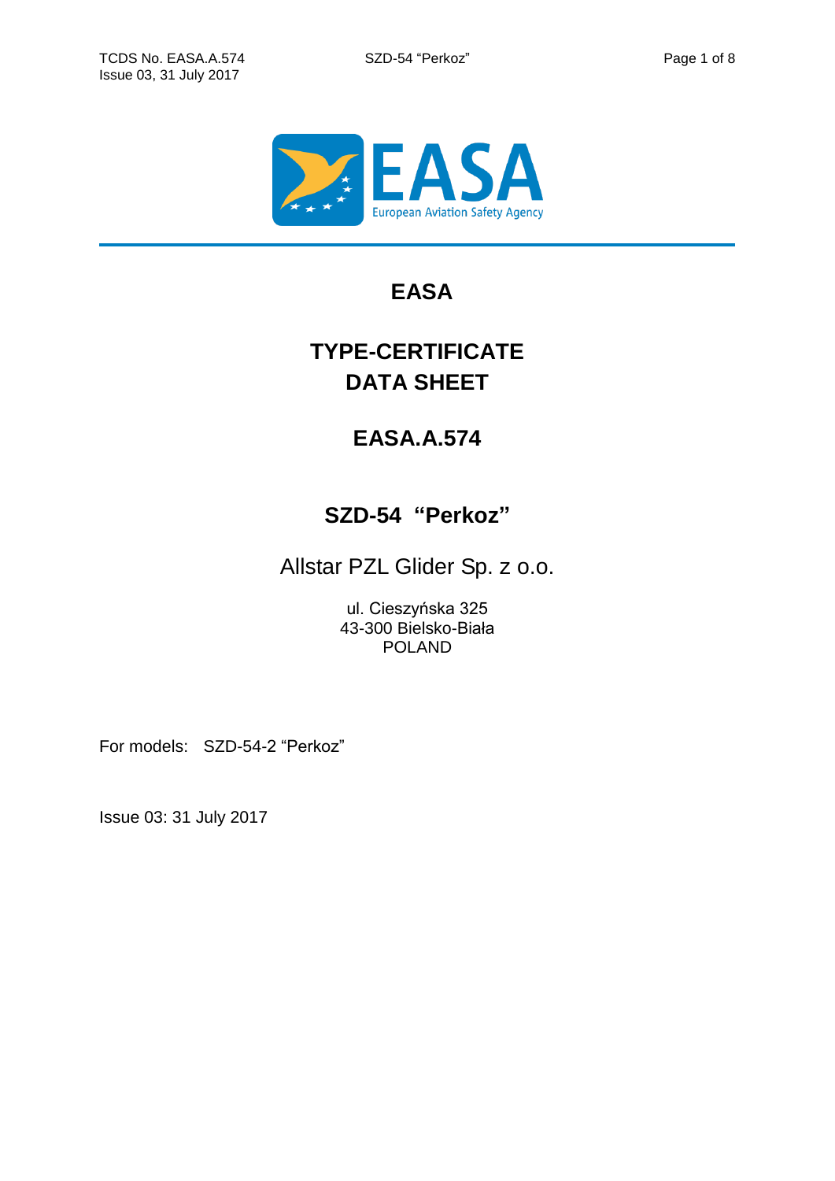# EASA

# TYPE-CERTIFICATE DATA SHEET

# EASA.A.574

## SZD-54 "Perkoz"

Allstar PZL Glider Sp. z o.o.

ul. Cieszyńska 325
43-300 Bielsko-Biała
POLAND

For models: SZD-54-2 "Perkoz"

Issue 03: 31 July 2017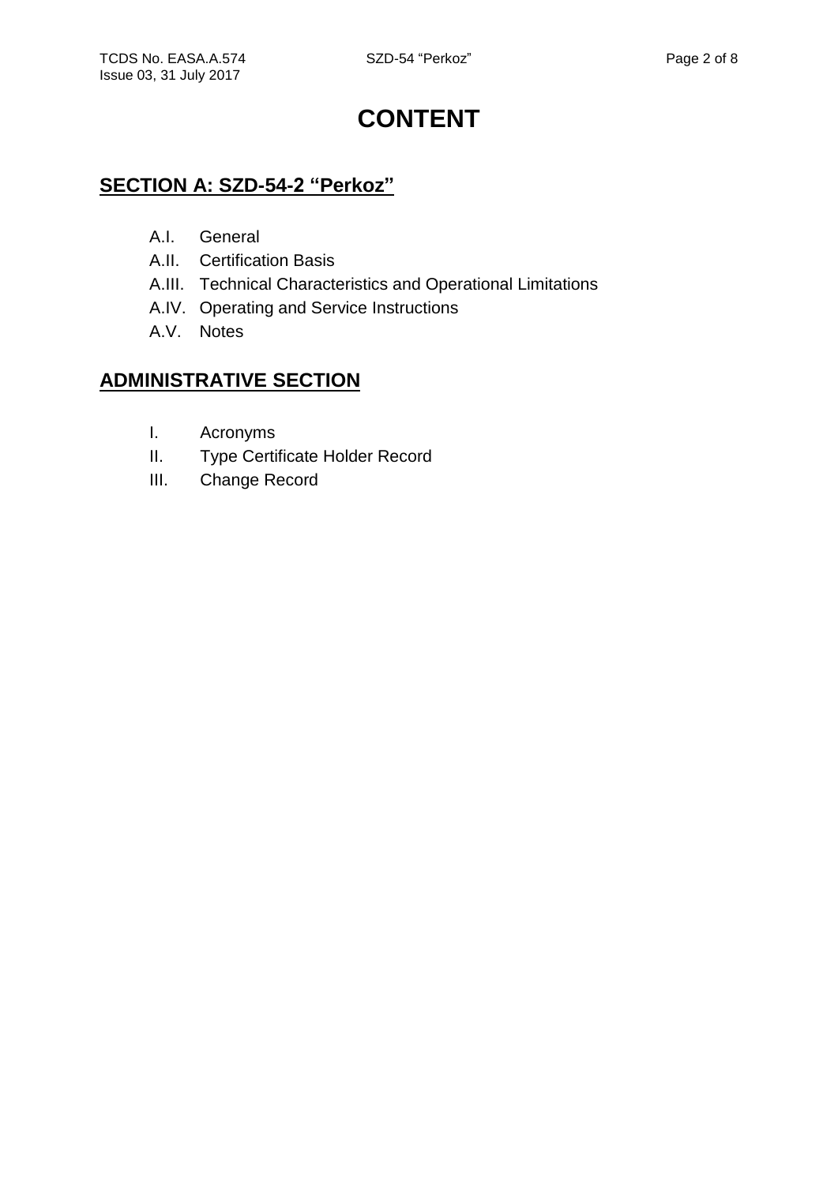# CONTENT

## SECTION A: SZD-54-2 "Perkoz"

- A.I. General
- A.II. Certification Basis
- A.III. Technical Characteristics and Operational Limitations
- A.IV. Operating and Service Instructions
- A.V. Notes

## ADMINISTRATIVE SECTION

- I. Acronyms
- II. Type Certificate Holder Record
- III. Change Record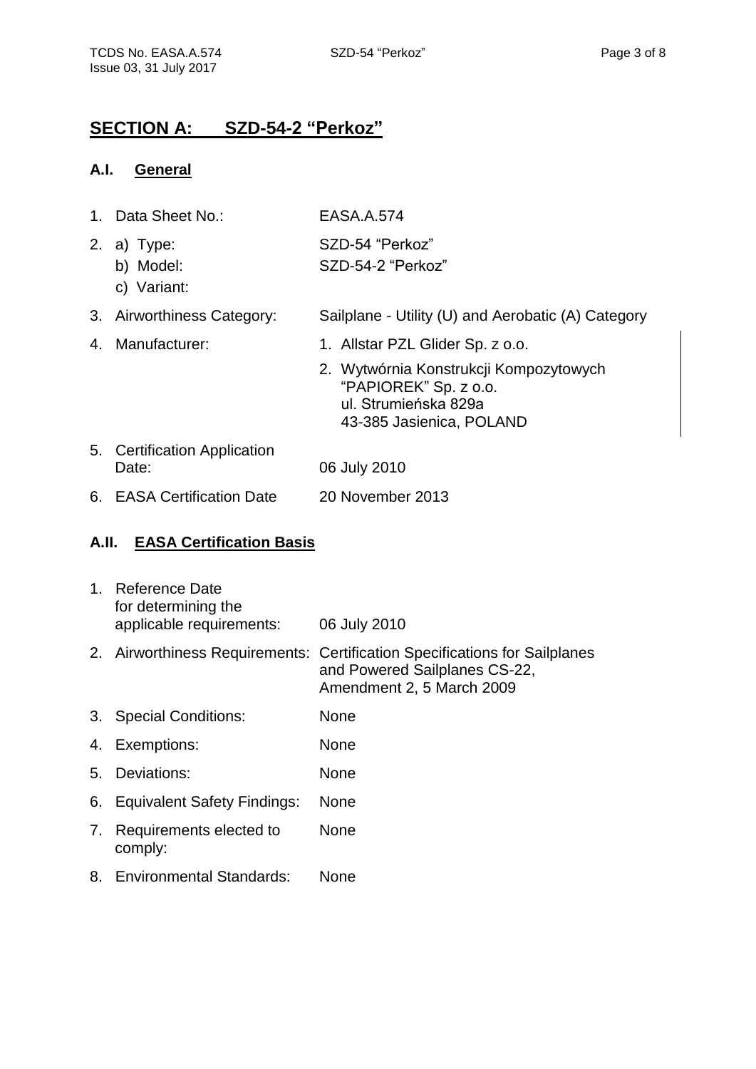# SECTION A: SZD-54-2 "Perkoz"

## A.I. General

1. Data Sheet No.: EASA.A.574
2. a) Type: SZD-54 "Perkoz"
   b) Model: SZD-54-2 "Perkoz"
   c) Variant:
3. Airworthiness Category: Sailplane - Utility (U) and Aerobatic (A) Category
4. Manufacturer:
   1. Allstar PZL Glider Sp. z o.o.
   2. Wytwórnia Konstrukcji Kompozytowych "PAPIOREK" Sp. z o.o.
      ul. Strumieńska 829a
      43-385 Jasienica, POLAND
5. Certification Application Date: 06 July 2010
6. EASA Certification Date 20 November 2013

## A.II. EASA Certification Basis

1. Reference Date for determining the applicable requirements: 06 July 2010
2. Airworthiness Requirements: Certification Specifications for Sailplanes and Powered Sailplanes CS-22, Amendment 2, 5 March 2009
3. Special Conditions: None
4. Exemptions: None
5. Deviations: None
6. Equivalent Safety Findings: None
7. Requirements elected to comply: None
8. Environmental Standards: None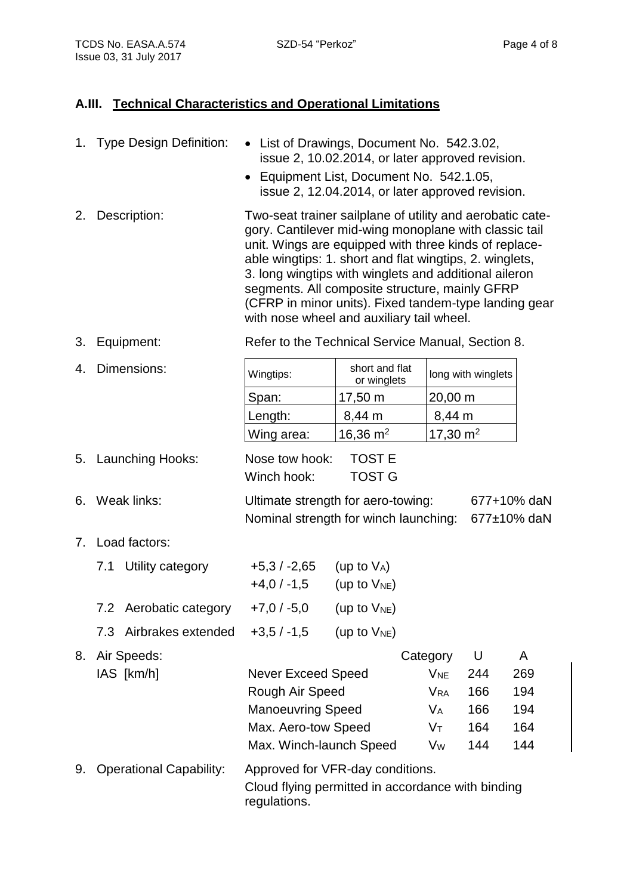## A.III. Technical Characteristics and Operational Limitations

1. Type Design Definition:
   - List of Drawings, Document No. 542.3.02, issue 2, 10.02.2014, or later approved revision.
   - Equipment List, Document No. 542.1.05, issue 2, 12.04.2014, or later approved revision.

2. Description: Two-seat trainer sailplane of utility and aerobatic category. Cantilever mid-wing monoplane with classic tail unit. Wings are equipped with three kinds of replaceable wingtips: 1. short and flat wingtips, 2. winglets, 3. long wingtips with winglets and additional aileron segments. All composite structure, mainly GFRP (CFRP in minor units). Fixed tandem-type landing gear with nose wheel and auxiliary tail wheel.

3. Equipment: Refer to the Technical Service Manual, Section 8.

4. Dimensions:

| Wingtips: | short and flat or winglets | long with winglets |
|---|---|---|
| Span: | 17,50 m | 20,00 m |
| Length: | 8,44 m | 8,44 m |
| Wing area: | 16,36 m² | 17,30 m² |

5. Launching Hooks:
   - Nose tow hook: TOST E
   - Winch hook: TOST G

6. Weak links:
   - Ultimate strength for aero-towing: 677+10% daN
   - Nominal strength for winch launching: 677±10% daN

7. Load factors:

| | | |
|---|---|---|
| 7.1 Utility category | +5,3 / -2,65 | (up to $V_A$) |
| | +4,0 / -1,5 | (up to $V_{NE}$) |
| 7.2 Aerobatic category | +7,0 / -5,0 | (up to $V_{NE}$) |
| 7.3 Airbrakes extended | +3,5 / -1,5 | (up to $V_{NE}$) |

8. Air Speeds: IAS [km/h]

| | Category | U | A |
|---|---|---|---|
| Never Exceed Speed | $V_{NE}$ | 244 | 269 |
| Rough Air Speed | $V_{RA}$ | 166 | 194 |
| Manoeuvring Speed | $V_A$ | 166 | 194 |
| Max. Aero-tow Speed | $V_T$ | 164 | 164 |
| Max. Winch-launch Speed | $V_W$ | 144 | 144 |

9. Operational Capability: Approved for VFR-day conditions. Cloud flying permitted in accordance with binding regulations.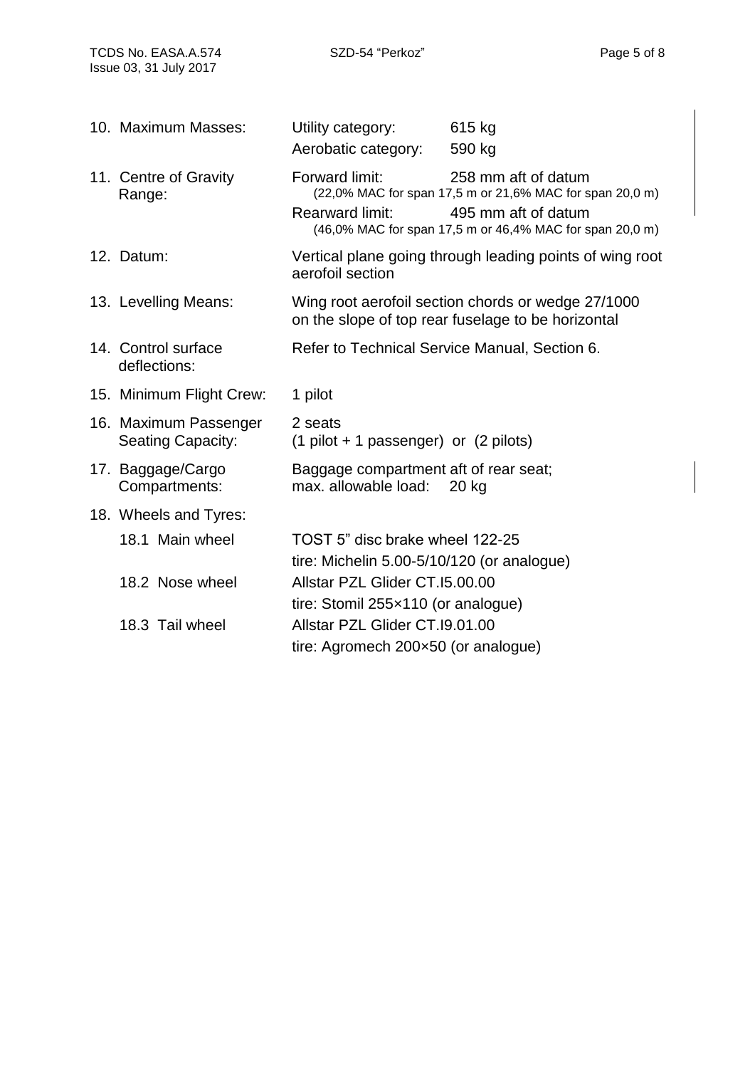| | | |
|---|---|---|
| 10. Maximum Masses: | Utility category: | 615 kg |
| | Aerobatic category: | 590 kg |
| 11. Centre of Gravity Range: | Forward limit: | 258 mm aft of datum |
| | (22,0% MAC for span 17,5 m or 21,6% MAC for span 20,0 m) | |
| | Rearward limit: | 495 mm aft of datum |
| | (46,0% MAC for span 17,5 m or 46,4% MAC for span 20,0 m) | |
| 12. Datum: | Vertical plane going through leading points of wing root aerofoil section | |
| 13. Levelling Means: | Wing root aerofoil section chords or wedge 27/1000 on the slope of top rear fuselage to be horizontal | |
| 14. Control surface deflections: | Refer to Technical Service Manual, Section 6. | |
| 15. Minimum Flight Crew: | 1 pilot | |
| 16. Maximum Passenger Seating Capacity: | 2 seats (1 pilot + 1 passenger) or (2 pilots) | |
| 17. Baggage/Cargo Compartments: | Baggage compartment aft of rear seat; max. allowable load: 20 kg | |
| 18. Wheels and Tyres: | | |
| 18.1 Main wheel | TOST 5" disc brake wheel 122-25 | |
| | tire: Michelin 5.00-5/10/120 (or analogue) | |
| 18.2 Nose wheel | Allstar PZL Glider CT.I5.00.00 | |
| | tire: Stomil 255×110 (or analogue) | |
| 18.3 Tail wheel | Allstar PZL Glider CT.I9.01.00 | |
| | tire: Agromech 200×50 (or analogue) | |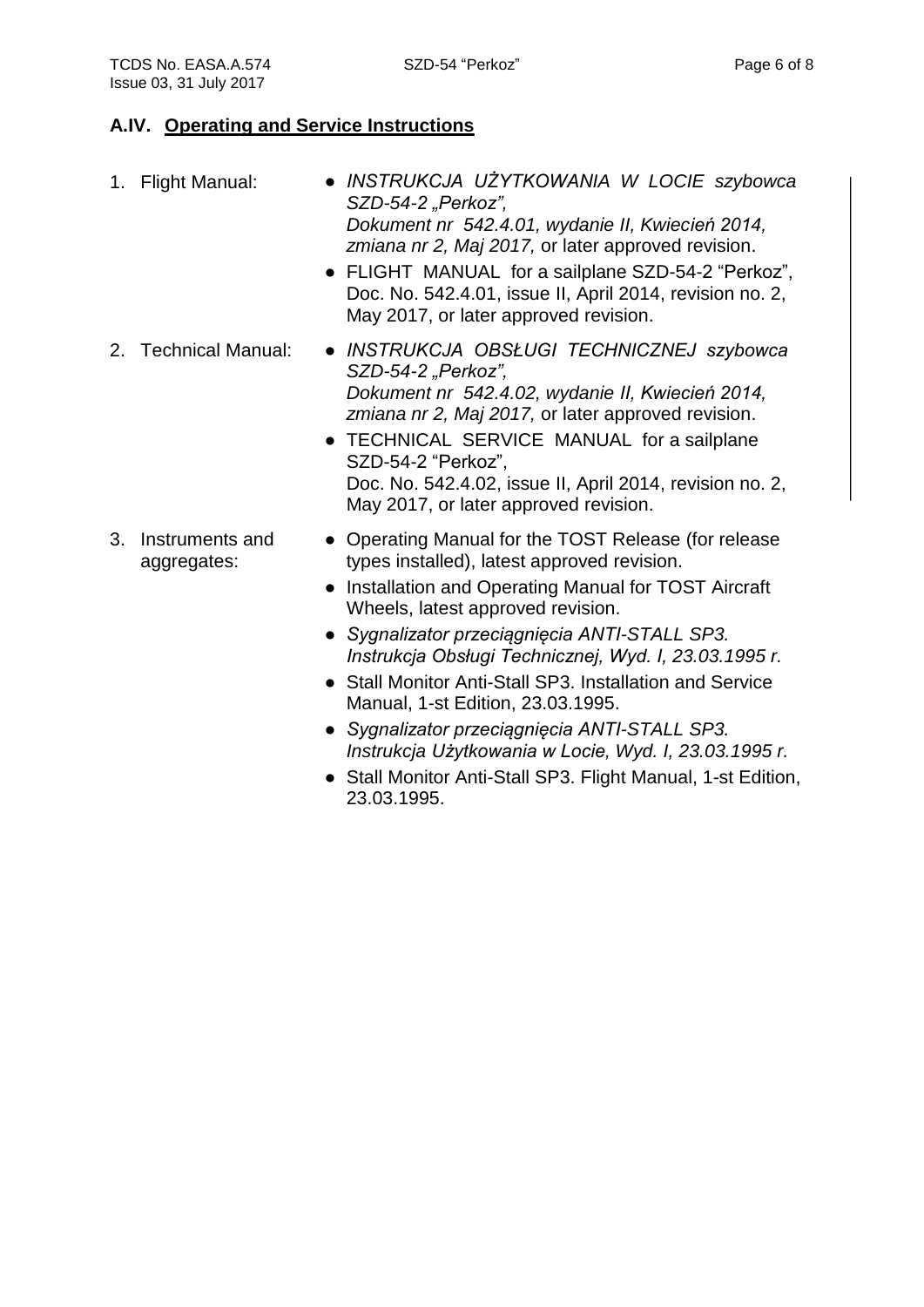## A.IV. Operating and Service Instructions

1. Flight Manual:
   - *INSTRUKCJA UŻYTKOWANIA W LOCIE szybowca SZD-54-2 „Perkoz", Dokument nr 542.4.01, wydanie II, Kwiecień 2014, zmiana nr 2, Maj 2017,* or later approved revision.
   - FLIGHT MANUAL for a sailplane SZD-54-2 "Perkoz", Doc. No. 542.4.01, issue II, April 2014, revision no. 2, May 2017, or later approved revision.

2. Technical Manual:
   - *INSTRUKCJA OBSŁUGI TECHNICZNEJ szybowca SZD-54-2 „Perkoz", Dokument nr 542.4.02, wydanie II, Kwiecień 2014, zmiana nr 2, Maj 2017,* or later approved revision.
   - TECHNICAL SERVICE MANUAL for a sailplane SZD-54-2 "Perkoz", Doc. No. 542.4.02, issue II, April 2014, revision no. 2, May 2017, or later approved revision.

3. Instruments and aggregates:
   - Operating Manual for the TOST Release (for release types installed), latest approved revision.
   - Installation and Operating Manual for TOST Aircraft Wheels, latest approved revision.
   - *Sygnalizator przeciągnięcia ANTI-STALL SP3. Instrukcja Obsługi Technicznej, Wyd. I, 23.03.1995 r.*
   - Stall Monitor Anti-Stall SP3. Installation and Service Manual, 1-st Edition, 23.03.1995.
   - *Sygnalizator przeciągnięcia ANTI-STALL SP3. Instrukcja Użytkowania w Locie, Wyd. I, 23.03.1995 r.*
   - Stall Monitor Anti-Stall SP3. Flight Manual, 1-st Edition, 23.03.1995.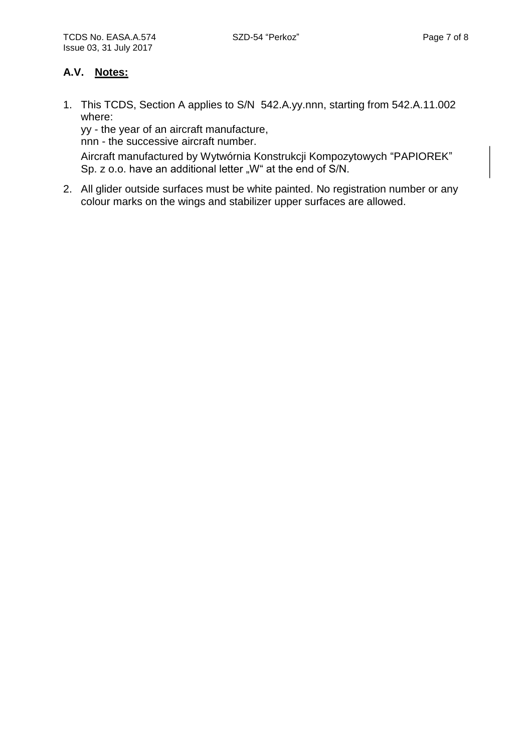## A.V. Notes:

1. This TCDS, Section A applies to S/N 542.A.yy.nnn, starting from 542.A.11.002 where:

   yy - the year of an aircraft manufacture,

   nnn - the successive aircraft number.

   Aircraft manufactured by Wytwórnia Konstrukcji Kompozytowych "PAPIOREK" Sp. z o.o. have an additional letter „W" at the end of S/N.

2. All glider outside surfaces must be white painted. No registration number or any colour marks on the wings and stabilizer upper surfaces are allowed.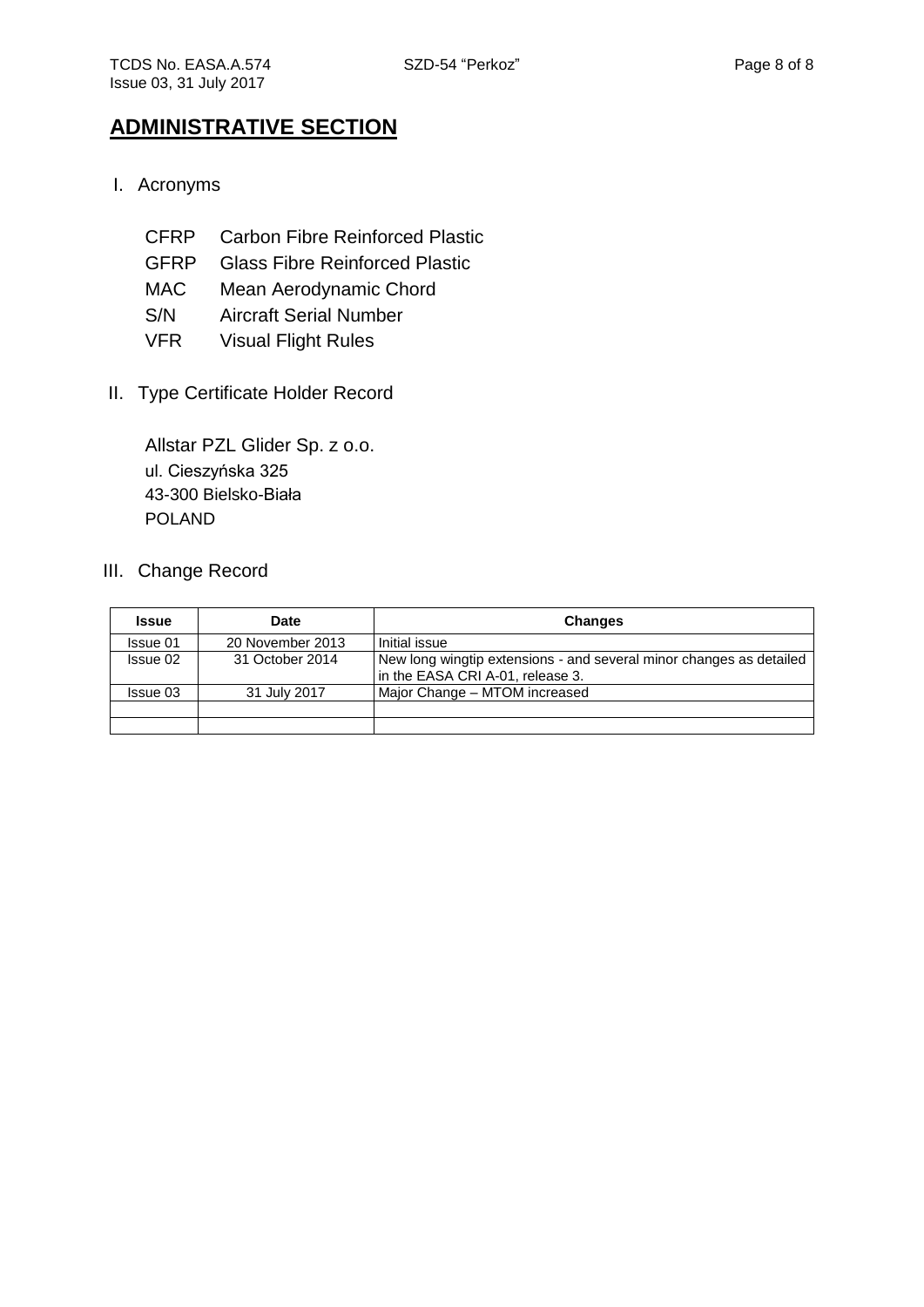# ADMINISTRATIVE SECTION

## I. Acronyms

| | |
|---|---|
| CFRP | Carbon Fibre Reinforced Plastic |
| GFRP | Glass Fibre Reinforced Plastic |
| MAC | Mean Aerodynamic Chord |
| S/N | Aircraft Serial Number |
| VFR | Visual Flight Rules |

## II. Type Certificate Holder Record

Allstar PZL Glider Sp. z o.o.
ul. Cieszyńska 325
43-300 Bielsko-Biała
POLAND

## III. Change Record

| Issue | Date | Changes |
|---|---|---|
| Issue 01 | 20 November 2013 | Initial issue |
| Issue 02 | 31 October 2014 | New long wingtip extensions - and several minor changes as detailed in the EASA CRI A-01, release 3. |
| Issue 03 | 31 July 2017 | Major Change – MTOM increased |
| | | |
| | | |